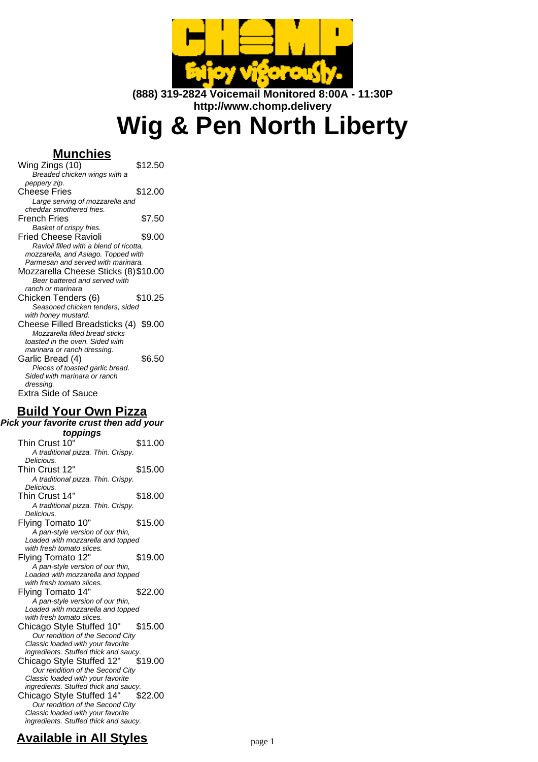**(888) 319-2824 Voicemail Monitored 8:00A - 11:30P**
**http://www.chomp.delivery**

# Wig & Pen North Liberty

## Munchies

Wing Zings (10) $12.50
*Breaded chicken wings with a peppery zip.*

Cheese Fries $12.00
*Large serving of mozzarella and cheddar smothered fries.*

French Fries $7.50
*Basket of crispy fries.*

Fried Cheese Ravioli $9.00
*Ravioli filled with a blend of ricotta, mozzarella, and Asiago. Topped with Parmesan and served with marinara.*

Mozzarella Cheese Sticks (8) $10.00
*Beer battered and served with ranch or marinara*

Chicken Tenders (6) $10.25
*Seasoned chicken tenders, sided with honey mustard.*

Cheese Filled Breadsticks (4) $9.00
*Mozzarella filled bread sticks toasted in the oven. Sided with marinara or ranch dressing.*

Garlic Bread (4) $6.50
*Pieces of toasted garlic bread. Sided with marinara or ranch dressing.*

Extra Side of Sauce

## Build Your Own Pizza

**Pick your favorite crust then add your toppings**

Thin Crust 10" $11.00
*A traditional pizza. Thin. Crispy. Delicious.*

Thin Crust 12" $15.00
*A traditional pizza. Thin. Crispy. Delicious.*

Thin Crust 14" $18.00
*A traditional pizza. Thin. Crispy. Delicious.*

Flying Tomato 10" $15.00
*A pan-style version of our thin, Loaded with mozzarella and topped with fresh tomato slices.*

Flying Tomato 12" $19.00
*A pan-style version of our thin, Loaded with mozzarella and topped with fresh tomato slices.*

Flying Tomato 14" $22.00
*A pan-style version of our thin, Loaded with mozzarella and topped with fresh tomato slices.*

Chicago Style Stuffed 10" $15.00
*Our rendition of the Second City Classic loaded with your favorite ingredients. Stuffed thick and saucy.*

Chicago Style Stuffed 12" $19.00
*Our rendition of the Second City Classic loaded with your favorite ingredients. Stuffed thick and saucy.*

Chicago Style Stuffed 14" $22.00
*Our rendition of the Second City Classic loaded with your favorite ingredients. Stuffed thick and saucy.*

## Available in All Styles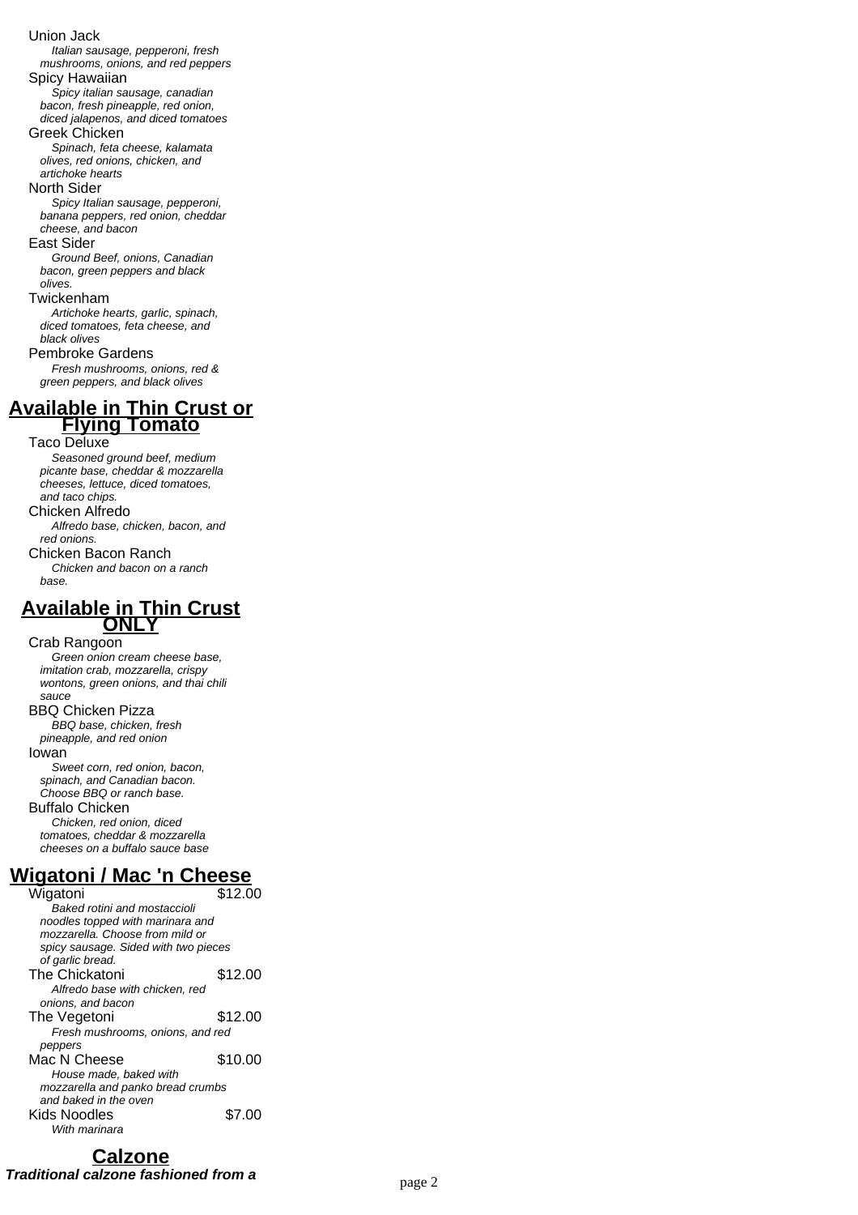Union Jack

*Italian sausage, pepperoni, fresh mushrooms, onions, and red peppers*

Spicy Hawaiian

*Spicy italian sausage, canadian bacon, fresh pineapple, red onion, diced jalapenos, and diced tomatoes*

Greek Chicken

*Spinach, feta cheese, kalamata olives, red onions, chicken, and artichoke hearts*

North Sider

*Spicy Italian sausage, pepperoni, banana peppers, red onion, cheddar cheese, and bacon*

East Sider

*Ground Beef, onions, Canadian bacon, green peppers and black olives.*

Twickenham

*Artichoke hearts, garlic, spinach, diced tomatoes, feta cheese, and black olives*

Pembroke Gardens

*Fresh mushrooms, onions, red & green peppers, and black olives*

## Available in Thin Crust or Flying Tomato

Taco Deluxe

*Seasoned ground beef, medium picante base, cheddar & mozzarella cheeses, lettuce, diced tomatoes, and taco chips.*

Chicken Alfredo

*Alfredo base, chicken, bacon, and red onions.*

Chicken Bacon Ranch

*Chicken and bacon on a ranch base.*

## Available in Thin Crust ONLY

Crab Rangoon

*Green onion cream cheese base, imitation crab, mozzarella, crispy wontons, green onions, and thai chili sauce*

BBQ Chicken Pizza

*BBQ base, chicken, fresh pineapple, and red onion*

Iowan

*Sweet corn, red onion, bacon, spinach, and Canadian bacon. Choose BBQ or ranch base.*

Buffalo Chicken

*Chicken, red onion, diced tomatoes, cheddar & mozzarella cheeses on a buffalo sauce base*

## Wigatoni / Mac 'n Cheese

Wigatoni — $12.00

*Baked rotini and mostaccioli noodles topped with marinara and mozzarella. Choose from mild or spicy sausage. Sided with two pieces of garlic bread.*

The Chickatoni — $12.00

*Alfredo base with chicken, red onions, and bacon*

The Vegetoni — $12.00

*Fresh mushrooms, onions, and red peppers*

Mac N Cheese — $10.00

*House made, baked with mozzarella and panko bread crumbs and baked in the oven*

Kids Noodles — $7.00

*With marinara*

## Calzone

***Traditional calzone fashioned from a***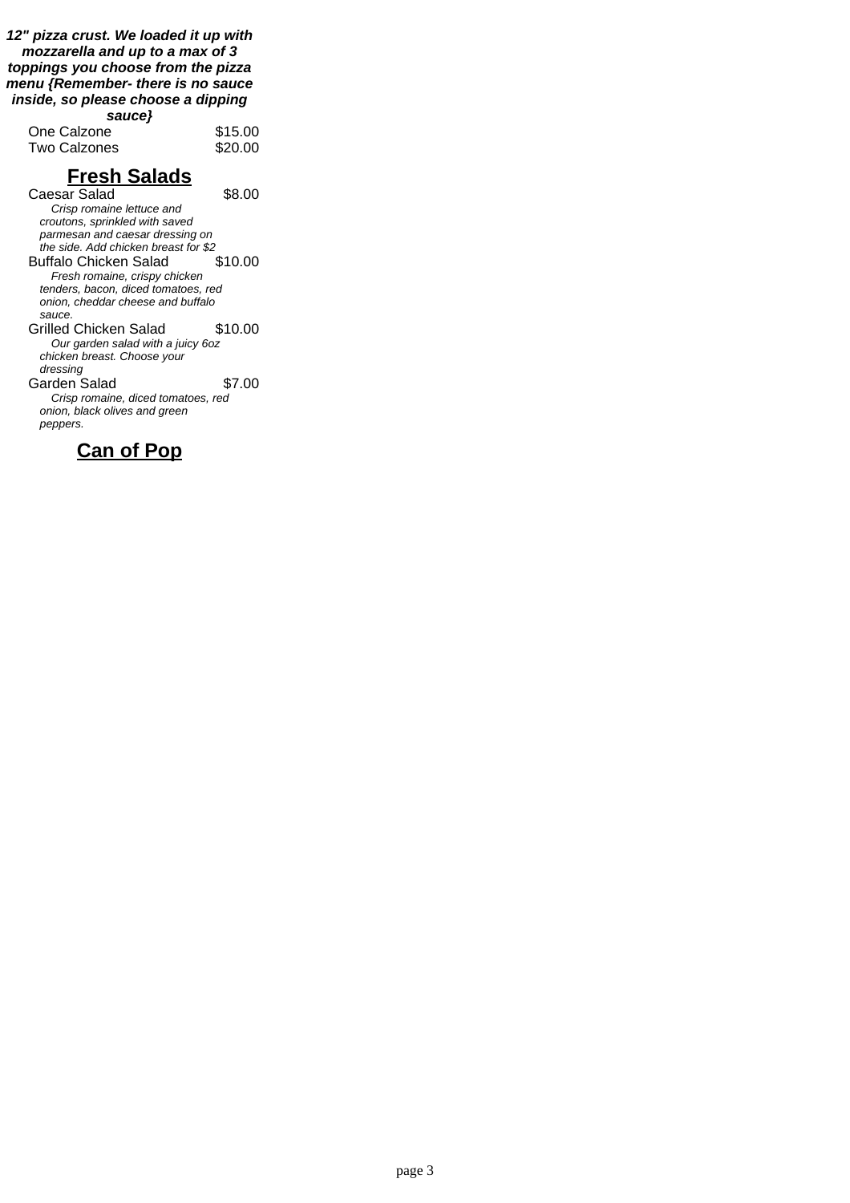**12" pizza crust. We loaded it up with mozzarella and up to a max of 3 toppings you choose from the pizza menu {Remember- there is no sauce inside, so please choose a dipping sauce}**

| | |
|---|---|
| One Calzone | $15.00 |
| Two Calzones | $20.00 |

## Fresh Salads

Caesar Salad $8.00

*Crisp romaine lettuce and croutons, sprinkled with saved parmesan and caesar dressing on the side. Add chicken breast for $2*

Buffalo Chicken Salad $10.00

*Fresh romaine, crispy chicken tenders, bacon, diced tomatoes, red onion, cheddar cheese and buffalo sauce.*

Grilled Chicken Salad $10.00

*Our garden salad with a juicy 6oz chicken breast. Choose your dressing*

Garden Salad $7.00

*Crisp romaine, diced tomatoes, red onion, black olives and green peppers.*

## Can of Pop